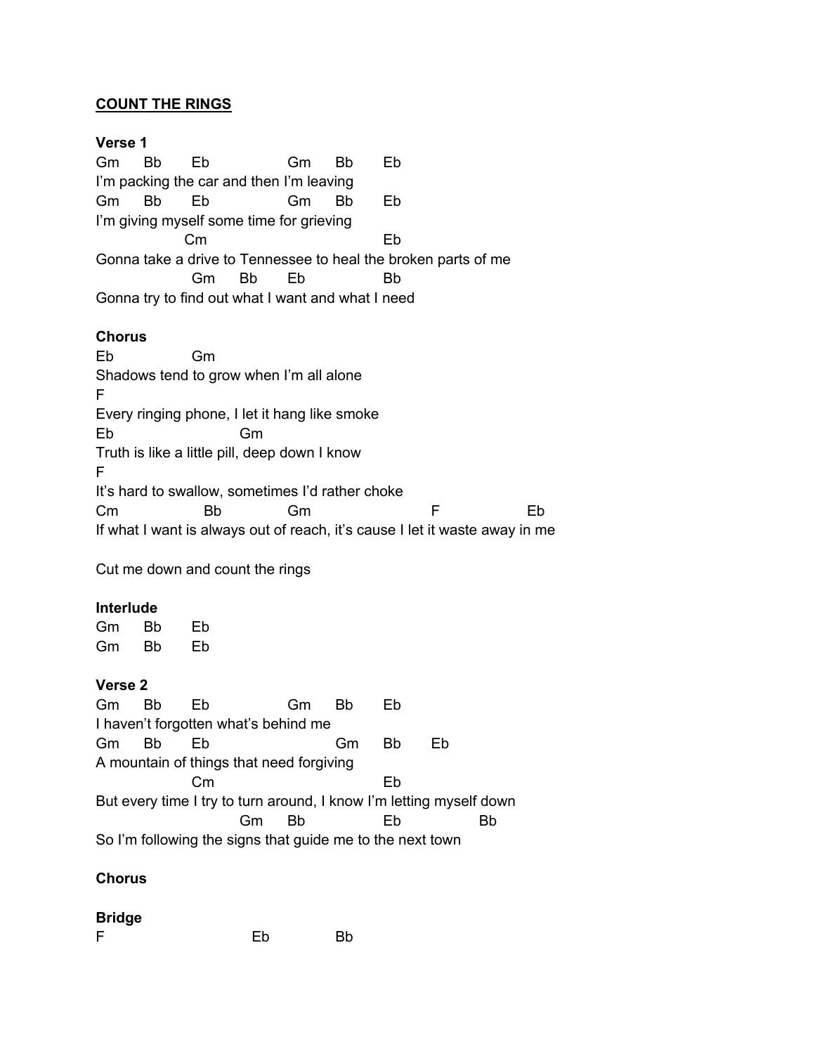**COUNT THE RINGS**

**Verse 1**

```
Gm      Bb       Eb                  Gm      Bb       Eb
I'm packing the car and then I'm leaving
Gm      Bb       Eb                  Gm      Bb       Eb
I'm giving myself some time for grieving
                  Cm                                  Eb
Gonna take a drive to Tennessee to heal the broken parts of me
                   Gm      Bb       Eb                Bb
Gonna try to find out what I want and what I need
```

**Chorus**

```
Eb                 Gm
Shadows tend to grow when I'm all alone
F
Every ringing phone, I let it hang like smoke
Eb                         Gm
Truth is like a little pill, deep down I know
F
It's hard to swallow, sometimes I'd rather choke
Cm                    Bb               Gm                         F                   Eb
If what I want is always out of reach, it's cause I let it waste away in me
```

Cut me down and count the rings

**Interlude**

```
Gm      Bb       Eb
Gm      Bb       Eb
```

**Verse 2**

```
Gm      Bb       Eb                  Gm      Bb       Eb
I haven't forgotten what's behind me
Gm      Bb       Eb                           Gm       Bb       Eb
A mountain of things that need forgiving
                   Cm                                 Eb
But every time I try to turn around, I know I'm letting myself down
                            Gm      Bb                Eb                Bb
So I'm following the signs that guide me to the next town
```

**Chorus**

**Bridge**

```
F                                Eb               Bb
```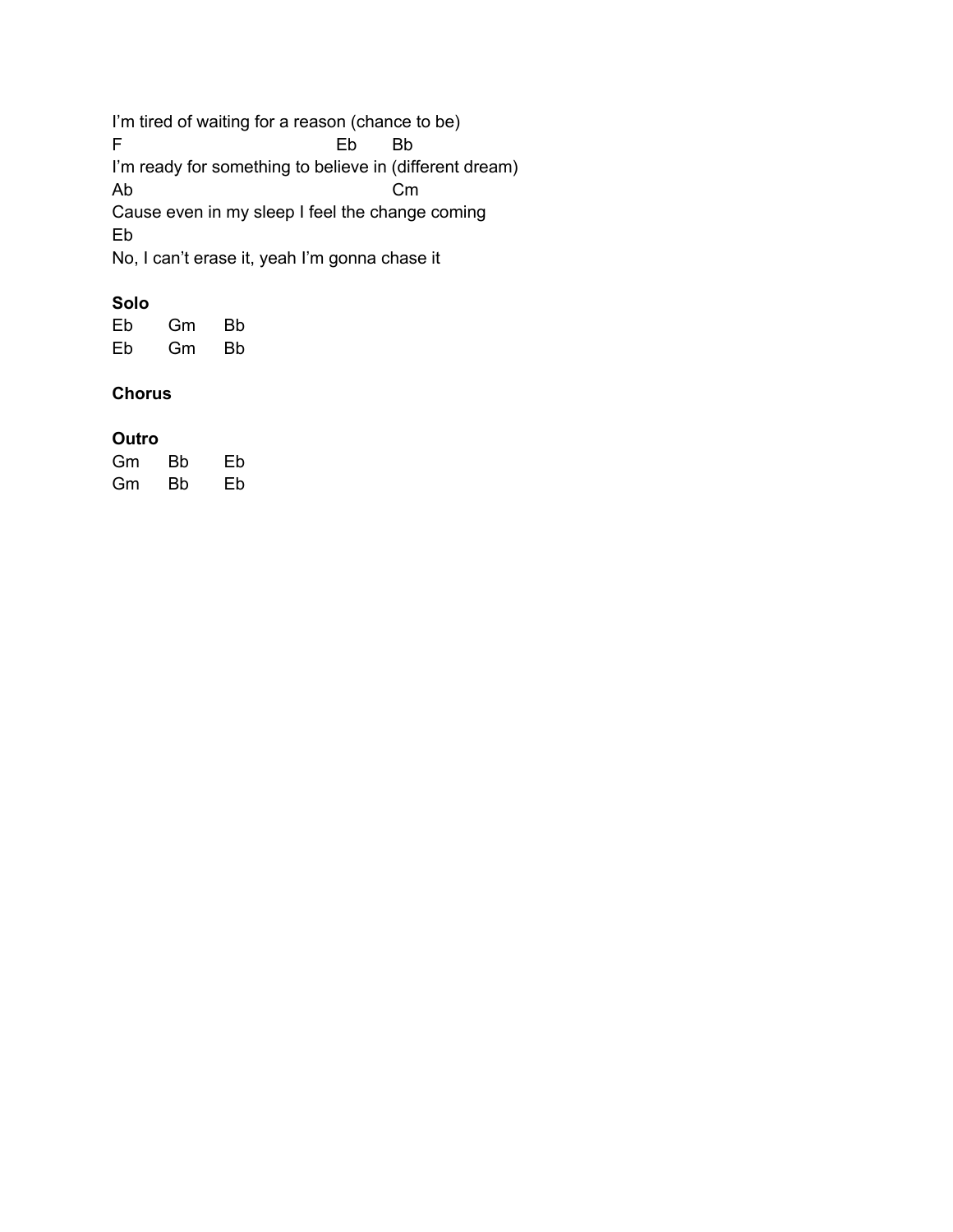```
I'm tired of waiting for a reason (chance to be)
F                                  Eb      Bb
I'm ready for something to believe in (different dream)
Ab                                         Cm
Cause even in my sleep I feel the change coming
Eb
No, I can't erase it, yeah I'm gonna chase it
```

**Solo**

```
Eb      Gm      Bb
Eb      Gm      Bb
```

**Chorus**

**Outro**

```
Gm      Bb      Eb
Gm      Bb      Eb
```